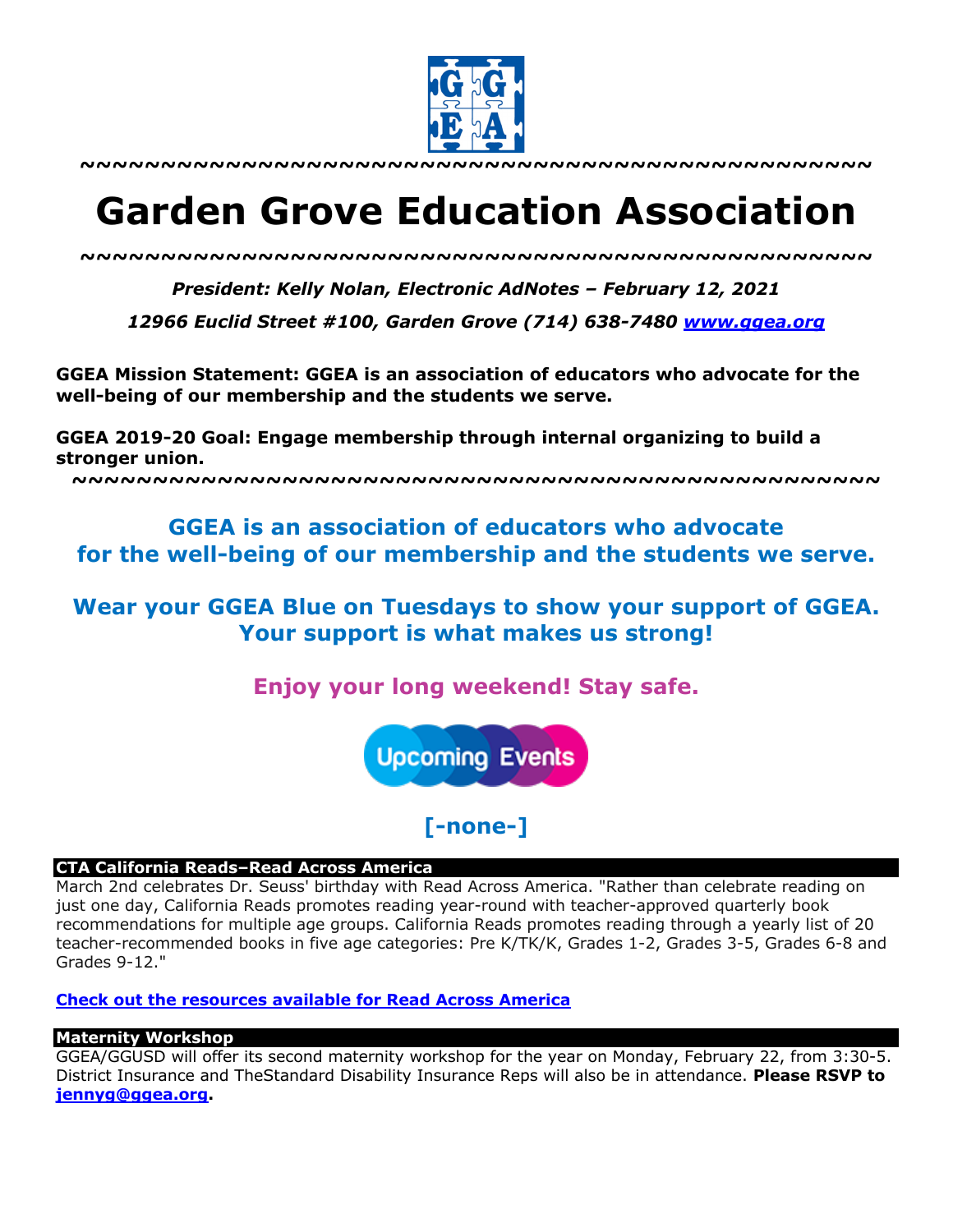~~~~~~~~~~~~~~~~~~~~~~~~~~~~~~~~~~~~~~~~~~~~~~~~~~~~

# Garden Grove Education Association

~~~~~~~~~~~~~~~~~~~~~~~~~~~~~~~~~~~~~~~~~~~~~~~~~~~~

***President: Kelly Nolan, Electronic AdNotes – February 12, 2021***

***12966 Euclid Street #100, Garden Grove (714) 638-7480 [www.ggea.org](http://www.ggea.org)***

**GGEA Mission Statement: GGEA is an association of educators who advocate for the well-being of our membership and the students we serve.**

**GGEA 2019-20 Goal: Engage membership through internal organizing to build a stronger union.**

~~~~~~~~~~~~~~~~~~~~~~~~~~~~~~~~~~~~~~~~~~~~~~~~~~~~

## GGEA is an association of educators who advocate for the well-being of our membership and the students we serve.

## Wear your GGEA Blue on Tuesdays to show your support of GGEA. Your support is what makes us strong!

## Enjoy your long weekend! Stay safe.

Upcoming Events

## [-none-]

### CTA California Reads–Read Across America

March 2nd celebrates Dr. Seuss' birthday with Read Across America. "Rather than celebrate reading on just one day, California Reads promotes reading year-round with teacher-approved quarterly book recommendations for multiple age groups. California Reads promotes reading through a yearly list of 20 teacher-recommended books in five age categories: Pre K/TK/K, Grades 1-2, Grades 3-5, Grades 6-8 and Grades 9-12."

**Check out the resources available for Read Across America**

### Maternity Workshop

GGEA/GGUSD will offer its second maternity workshop for the year on Monday, February 22, from 3:30-5. District Insurance and TheStandard Disability Insurance Reps will also be in attendance. **Please RSVP to jennyg@ggea.org.**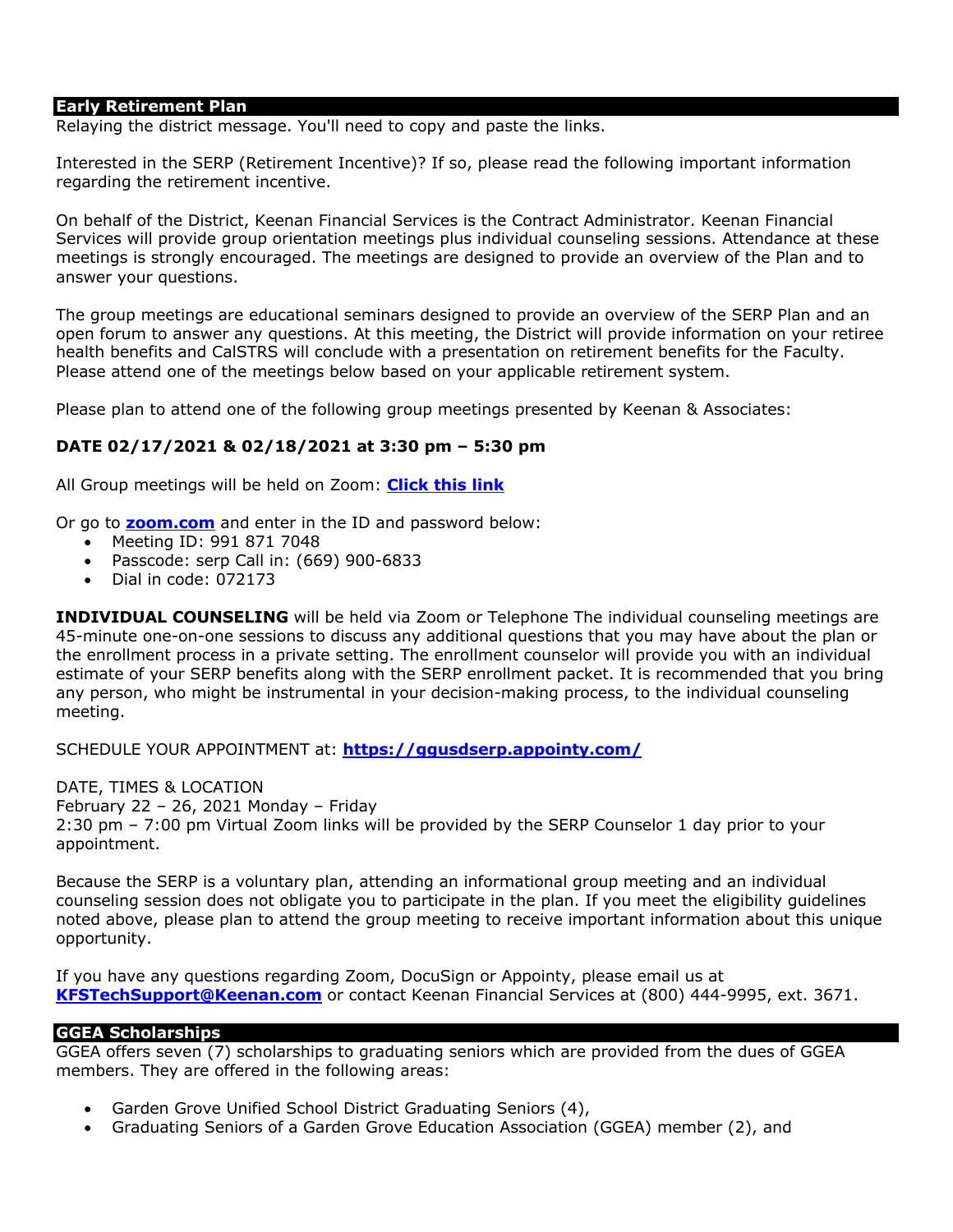## Early Retirement Plan

Relaying the district message. You'll need to copy and paste the links.

Interested in the SERP (Retirement Incentive)? If so, please read the following important information regarding the retirement incentive.

On behalf of the District, Keenan Financial Services is the Contract Administrator. Keenan Financial Services will provide group orientation meetings plus individual counseling sessions. Attendance at these meetings is strongly encouraged. The meetings are designed to provide an overview of the Plan and to answer your questions.

The group meetings are educational seminars designed to provide an overview of the SERP Plan and an open forum to answer any questions. At this meeting, the District will provide information on your retiree health benefits and CalSTRS will conclude with a presentation on retirement benefits for the Faculty. Please attend one of the meetings below based on your applicable retirement system.

Please plan to attend one of the following group meetings presented by Keenan & Associates:

**DATE 02/17/2021 & 02/18/2021 at 3:30 pm – 5:30 pm**

All Group meetings will be held on Zoom: **Click this link**

Or go to **zoom.com** and enter in the ID and password below:

- Meeting ID: 991 871 7048
- Passcode: serp Call in: (669) 900-6833
- Dial in code: 072173

**INDIVIDUAL COUNSELING** will be held via Zoom or Telephone The individual counseling meetings are 45-minute one-on-one sessions to discuss any additional questions that you may have about the plan or the enrollment process in a private setting. The enrollment counselor will provide you with an individual estimate of your SERP benefits along with the SERP enrollment packet. It is recommended that you bring any person, who might be instrumental in your decision-making process, to the individual counseling meeting.

SCHEDULE YOUR APPOINTMENT at: **https://ggusdserp.appointy.com/**

DATE, TIMES & LOCATION
February 22 – 26, 2021 Monday – Friday
2:30 pm – 7:00 pm Virtual Zoom links will be provided by the SERP Counselor 1 day prior to your appointment.

Because the SERP is a voluntary plan, attending an informational group meeting and an individual counseling session does not obligate you to participate in the plan. If you meet the eligibility guidelines noted above, please plan to attend the group meeting to receive important information about this unique opportunity.

If you have any questions regarding Zoom, DocuSign or Appointy, please email us at **KFSTechSupport@Keenan.com** or contact Keenan Financial Services at (800) 444-9995, ext. 3671.

## GGEA Scholarships

GGEA offers seven (7) scholarships to graduating seniors which are provided from the dues of GGEA members. They are offered in the following areas:

- Garden Grove Unified School District Graduating Seniors (4),
- Graduating Seniors of a Garden Grove Education Association (GGEA) member (2), and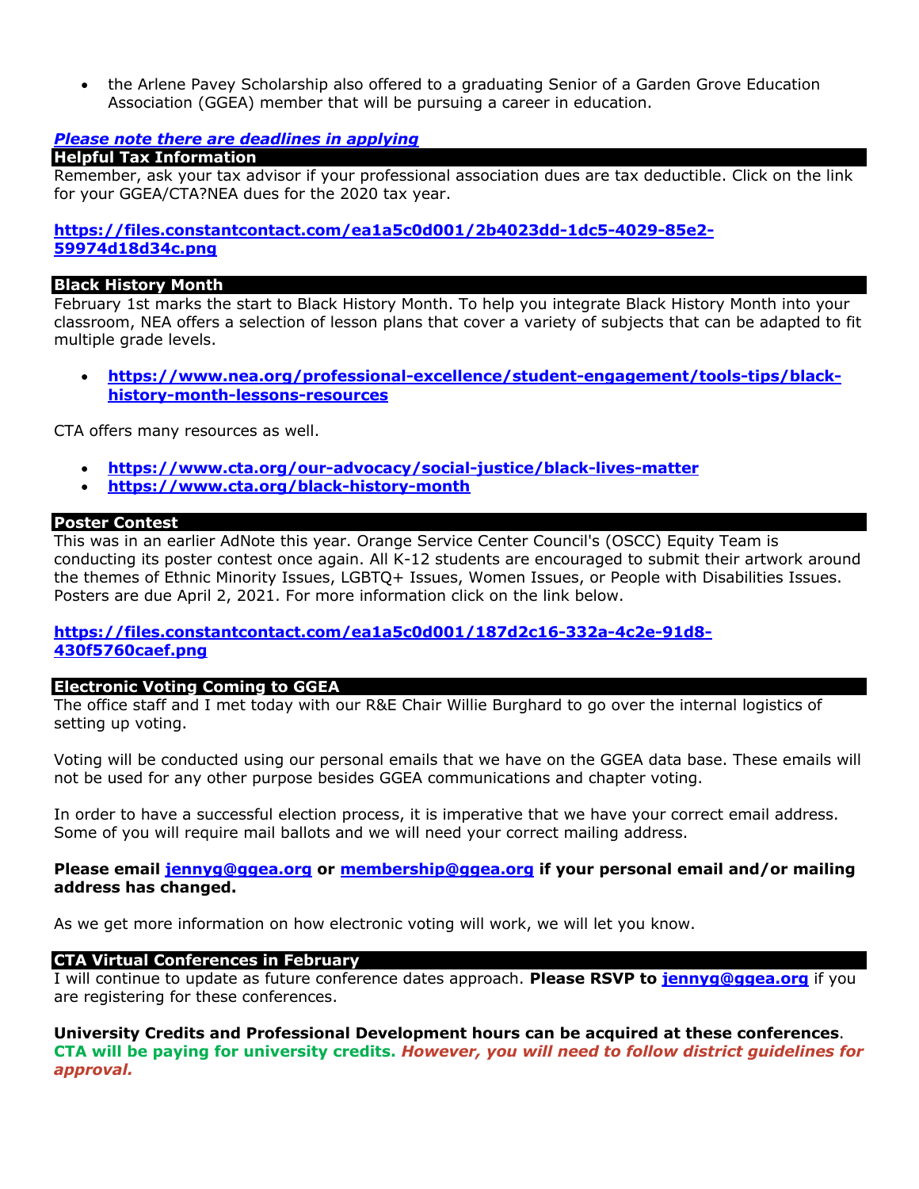- the Arlene Pavey Scholarship also offered to a graduating Senior of a Garden Grove Education Association (GGEA) member that will be pursuing a career in education.

***Please note there are deadlines in applying***

## Helpful Tax Information

Remember, ask your tax advisor if your professional association dues are tax deductible. Click on the link for your GGEA/CTA?NEA dues for the 2020 tax year.

**https://files.constantcontact.com/ea1a5c0d001/2b4023dd-1dc5-4029-85e2-59974d18d34c.png**

## Black History Month

February 1st marks the start to Black History Month. To help you integrate Black History Month into your classroom, NEA offers a selection of lesson plans that cover a variety of subjects that can be adapted to fit multiple grade levels.

- **https://www.nea.org/professional-excellence/student-engagement/tools-tips/black-history-month-lessons-resources**

CTA offers many resources as well.

- **https://www.cta.org/our-advocacy/social-justice/black-lives-matter**
- **https://www.cta.org/black-history-month**

## Poster Contest

This was in an earlier AdNote this year. Orange Service Center Council's (OSCC) Equity Team is conducting its poster contest once again. All K-12 students are encouraged to submit their artwork around the themes of Ethnic Minority Issues, LGBTQ+ Issues, Women Issues, or People with Disabilities Issues. Posters are due April 2, 2021. For more information click on the link below.

**https://files.constantcontact.com/ea1a5c0d001/187d2c16-332a-4c2e-91d8-430f5760caef.png**

## Electronic Voting Coming to GGEA

The office staff and I met today with our R&E Chair Willie Burghard to go over the internal logistics of setting up voting.

Voting will be conducted using our personal emails that we have on the GGEA data base. These emails will not be used for any other purpose besides GGEA communications and chapter voting.

In order to have a successful election process, it is imperative that we have your correct email address. Some of you will require mail ballots and we will need your correct mailing address.

**Please email jennyg@ggea.org or membership@ggea.org if your personal email and/or mailing address has changed.**

As we get more information on how electronic voting will work, we will let you know.

## CTA Virtual Conferences in February

I will continue to update as future conference dates approach. **Please RSVP to jennyg@ggea.org** if you are registering for these conferences.

**University Credits and Professional Development hours can be acquired at these conferences**. **CTA will be paying for university credits.** ***However, you will need to follow district guidelines for approval.***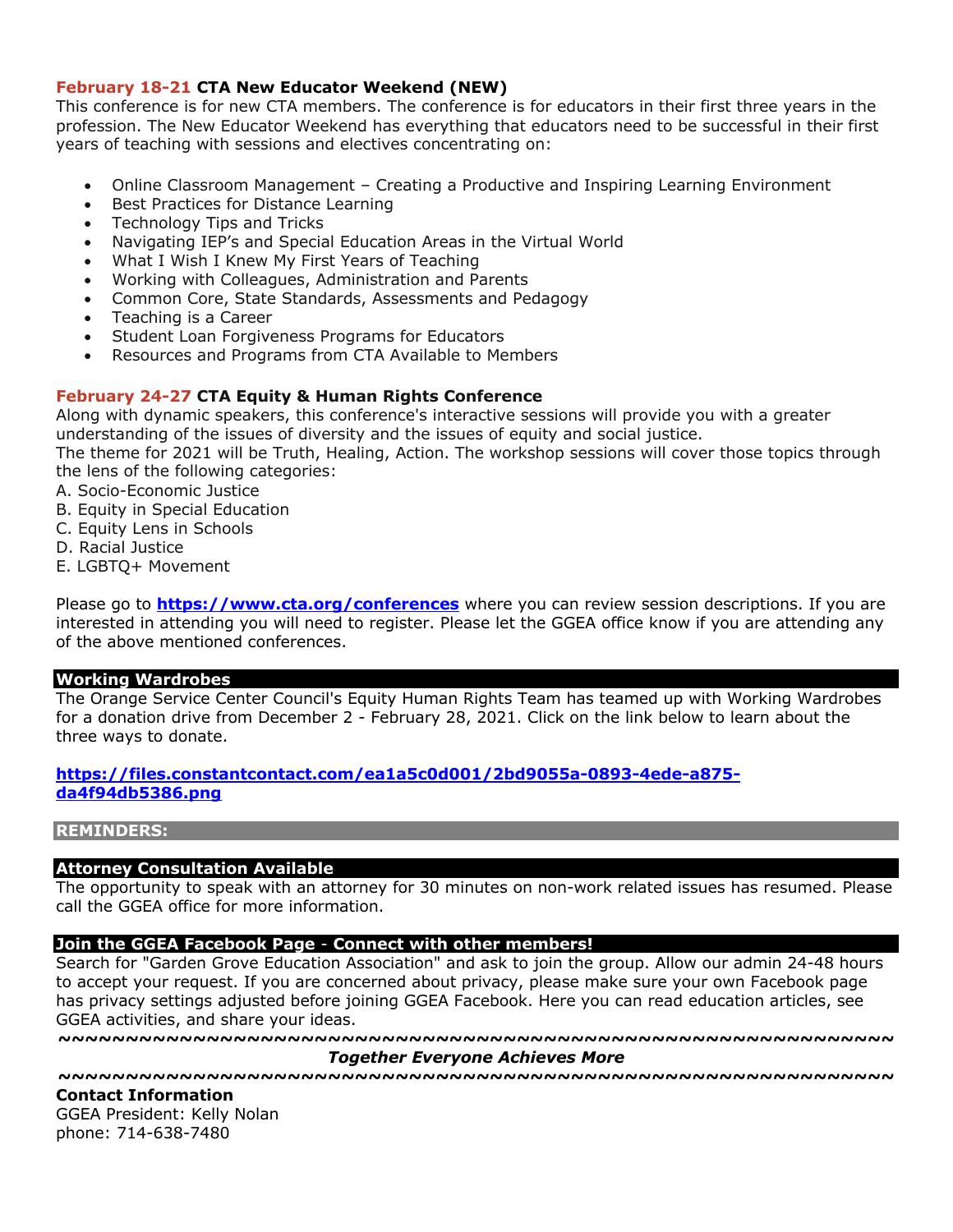**February 18-21 CTA New Educator Weekend (NEW)**
This conference is for new CTA members. The conference is for educators in their first three years in the profession. The New Educator Weekend has everything that educators need to be successful in their first years of teaching with sessions and electives concentrating on:

- Online Classroom Management – Creating a Productive and Inspiring Learning Environment
- Best Practices for Distance Learning
- Technology Tips and Tricks
- Navigating IEP's and Special Education Areas in the Virtual World
- What I Wish I Knew My First Years of Teaching
- Working with Colleagues, Administration and Parents
- Common Core, State Standards, Assessments and Pedagogy
- Teaching is a Career
- Student Loan Forgiveness Programs for Educators
- Resources and Programs from CTA Available to Members

**February 24-27 CTA Equity & Human Rights Conference**
Along with dynamic speakers, this conference's interactive sessions will provide you with a greater understanding of the issues of diversity and the issues of equity and social justice.
The theme for 2021 will be Truth, Healing, Action. The workshop sessions will cover those topics through the lens of the following categories:
A. Socio-Economic Justice
B. Equity in Special Education
C. Equity Lens in Schools
D. Racial Justice
E. LGBTQ+ Movement

Please go to **https://www.cta.org/conferences** where you can review session descriptions. If you are interested in attending you will need to register. Please let the GGEA office know if you are attending any of the above mentioned conferences.

## Working Wardrobes

The Orange Service Center Council's Equity Human Rights Team has teamed up with Working Wardrobes for a donation drive from December 2 - February 28, 2021. Click on the link below to learn about the three ways to donate.

**https://files.constantcontact.com/ea1a5c0d001/2bd9055a-0893-4ede-a875-da4f94db5386.png**

## REMINDERS:

## Attorney Consultation Available

The opportunity to speak with an attorney for 30 minutes on non-work related issues has resumed. Please call the GGEA office for more information.

## Join the GGEA Facebook Page - Connect with other members!

Search for "Garden Grove Education Association" and ask to join the group. Allow our admin 24-48 hours to accept your request. If you are concerned about privacy, please make sure your own Facebook page has privacy settings adjusted before joining GGEA Facebook. Here you can read education articles, see GGEA activities, and share your ideas.

~~~~~~~~~~~~~~~~~~~~~~~~~~~~~~~~~~~~~~~~~~~~~~~~~~~~~~~~~~~~~~~~

***Together Everyone Achieves More***

~~~~~~~~~~~~~~~~~~~~~~~~~~~~~~~~~~~~~~~~~~~~~~~~~~~~~~~~~~~~~~~~

**Contact Information**
GGEA President: Kelly Nolan
phone: 714-638-7480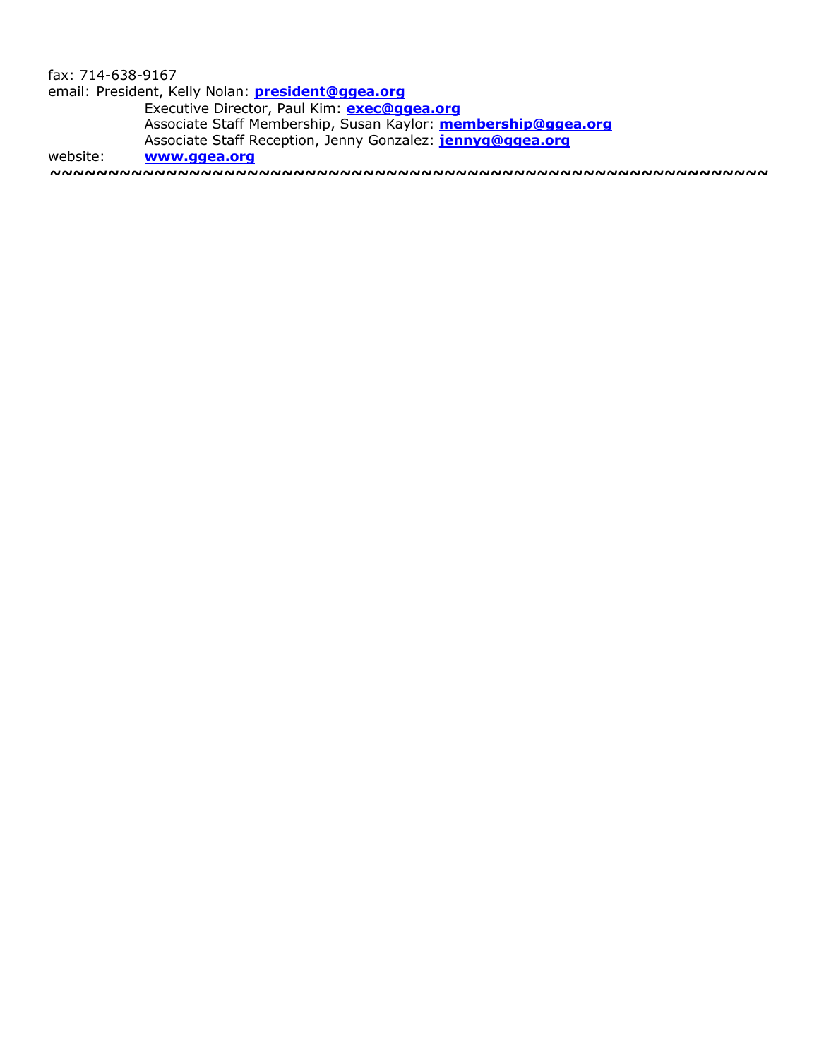fax: 714-638-9167

email: President, Kelly Nolan: **president@ggea.org**

Executive Director, Paul Kim: **exec@ggea.org**

Associate Staff Membership, Susan Kaylor: **membership@ggea.org**

Associate Staff Reception, Jenny Gonzalez: **jennyg@ggea.org**

website: **www.ggea.org**

**~~~~~~~~~~~~~~~~~~~~~~~~~~~~~~~~~~~~~~~~~~~~~~~~~~~~~~~~~~~~~**